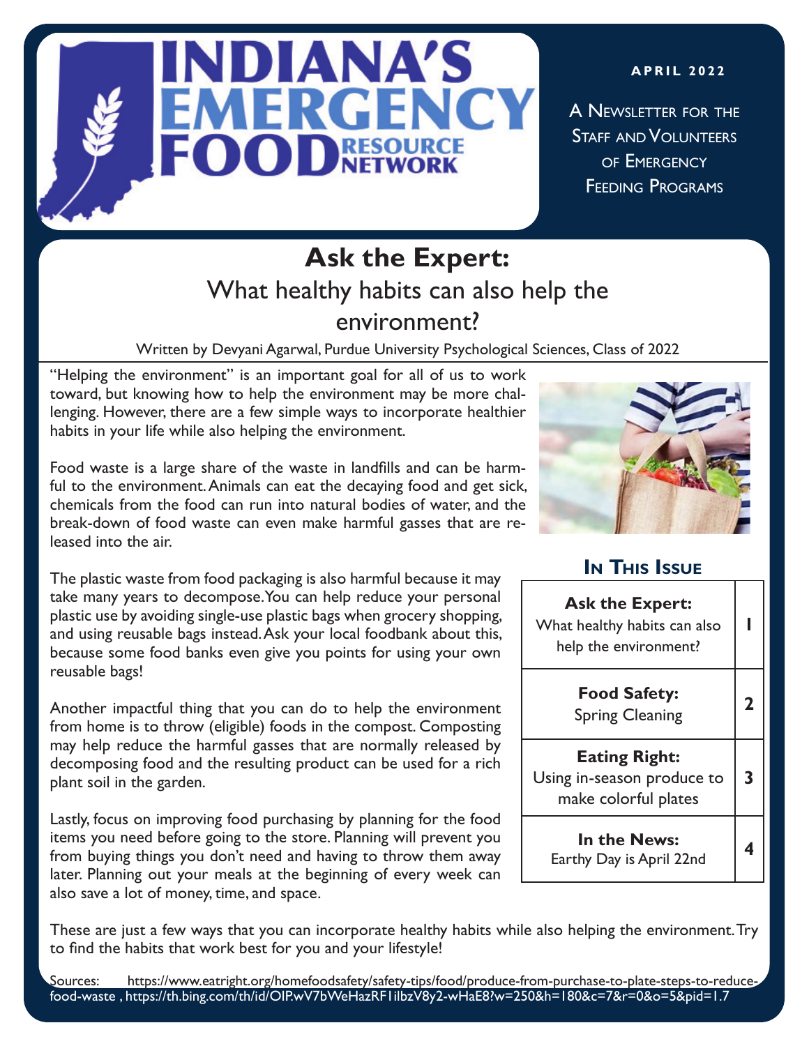# INDIANA'S EMERGENCY FOOD RESOURCE NETWORK

**APRIL 2022**

A Newsletter for the Staff and Volunteers of Emergency Feeding Programs

## Ask the Expert:

### What healthy habits can also help the environment?

Written by Devyani Agarwal, Purdue University Psychological Sciences, Class of 2022

"Helping the environment" is an important goal for all of us to work toward, but knowing how to help the environment may be more challenging. However, there are a few simple ways to incorporate healthier habits in your life while also helping the environment.

Food waste is a large share of the waste in landfills and can be harmful to the environment. Animals can eat the decaying food and get sick, chemicals from the food can run into natural bodies of water, and the break-down of food waste can even make harmful gasses that are released into the air.

The plastic waste from food packaging is also harmful because it may take many years to decompose. You can help reduce your personal plastic use by avoiding single-use plastic bags when grocery shopping, and using reusable bags instead. Ask your local foodbank about this, because some food banks even give you points for using your own reusable bags!

Another impactful thing that you can do to help the environment from home is to throw (eligible) foods in the compost. Composting may help reduce the harmful gasses that are normally released by decomposing food and the resulting product can be used for a rich plant soil in the garden.

Lastly, focus on improving food purchasing by planning for the food items you need before going to the store. Planning will prevent you from buying things you don't need and having to throw them away later. Planning out your meals at the beginning of every week can also save a lot of money, time, and space.

These are just a few ways that you can incorporate healthy habits while also helping the environment. Try to find the habits that work best for you and your lifestyle!

### In This Issue

| Article | Page |
|---|---|
| **Ask the Expert:** What healthy habits can also help the environment? | 1 |
| **Food Safety:** Spring Cleaning | 2 |
| **Eating Right:** Using in-season produce to make colorful plates | 3 |
| **In the News:** Earthy Day is April 22nd | 4 |

Sources: https://www.eatright.org/homefoodsafety/safety-tips/food/produce-from-purchase-to-plate-steps-to-reduce-food-waste , https://th.bing.com/th/id/OIP.wV7bWeHazRF1ilbzV8y2-wHaE8?w=250&h=180&c=7&r=0&o=5&pid=1.7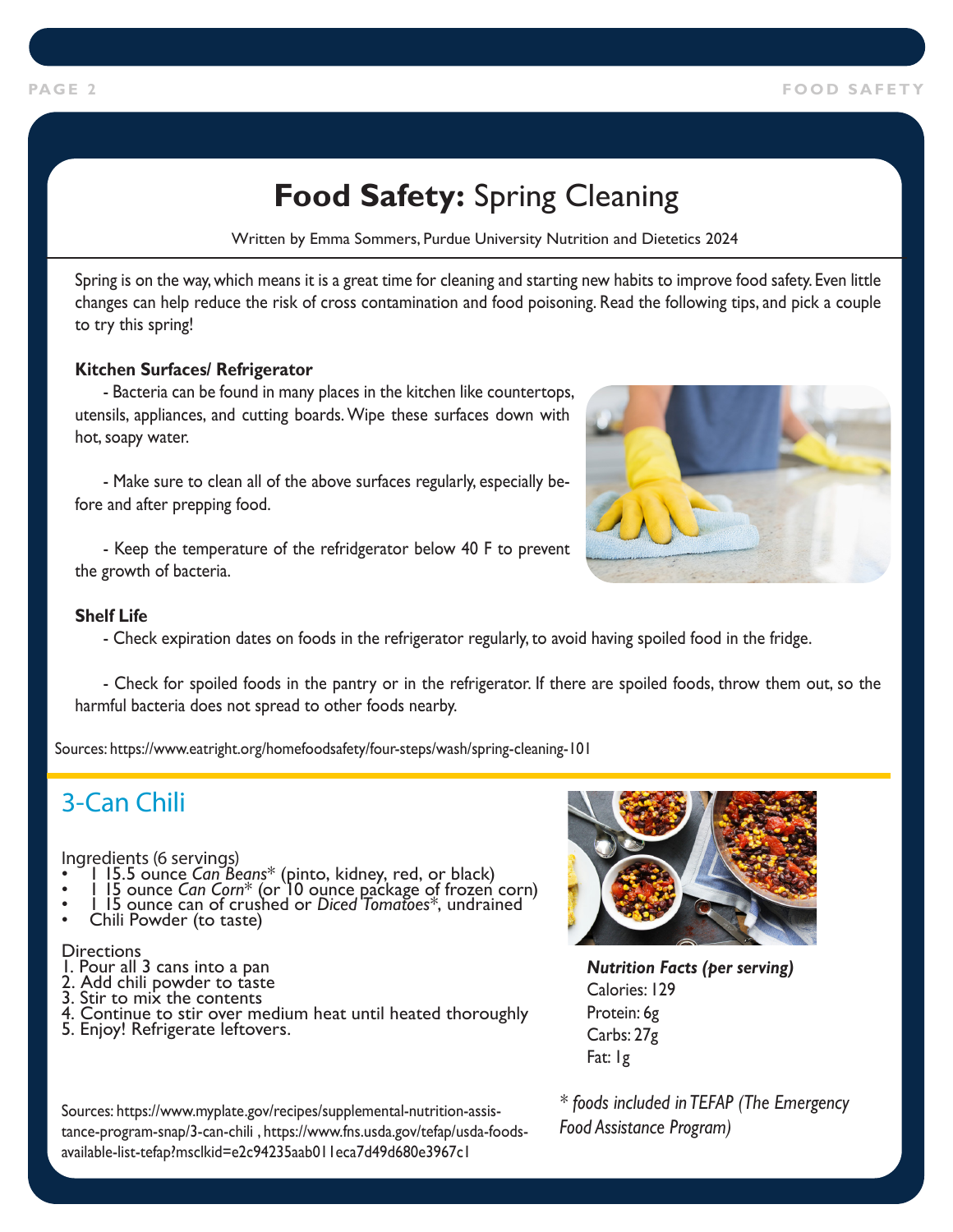# **Food Safety:** Spring Cleaning

Written by Emma Sommers, Purdue University Nutrition and Dietetics 2024

Spring is on the way, which means it is a great time for cleaning and starting new habits to improve food safety. Even little changes can help reduce the risk of cross contamination and food poisoning. Read the following tips, and pick a couple to try this spring!

**Kitchen Surfaces/ Refrigerator**

- Bacteria can be found in many places in the kitchen like countertops, utensils, appliances, and cutting boards. Wipe these surfaces down with hot, soapy water.

- Make sure to clean all of the above surfaces regularly, especially before and after prepping food.

- Keep the temperature of the refridgerator below 40 F to prevent the growth of bacteria.

**Shelf Life**

- Check expiration dates on foods in the refrigerator regularly, to avoid having spoiled food in the fridge.

- Check for spoiled foods in the pantry or in the refrigerator. If there are spoiled foods, throw them out, so the harmful bacteria does not spread to other foods nearby.

Sources: https://www.eatright.org/homefoodsafety/four-steps/wash/spring-cleaning-101

## 3-Can Chili

Ingredients (6 servings)

- 1 15.5 ounce *Can Beans** (pinto, kidney, red, or black)
- 1 15 ounce *Can Corn** (or 10 ounce package of frozen corn)
- 1 15 ounce can of crushed or *Diced Tomatoes**, undrained
- Chili Powder (to taste)

Directions

1. Pour all 3 cans into a pan
2. Add chili powder to taste
3. Stir to mix the contents
4. Continue to stir over medium heat until heated thoroughly
5. Enjoy! Refrigerate leftovers.

***Nutrition Facts (per serving)***
Calories: 129
Protein: 6g
Carbs: 27g
Fat: 1g

*\* foods included in TEFAP (The Emergency Food Assistance Program)*

Sources: https://www.myplate.gov/recipes/supplemental-nutrition-assistance-program-snap/3-can-chili , https://www.fns.usda.gov/tefap/usda-foods-available-list-tefap?msclkid=e2c94235aab011eca7d49d680e3967c1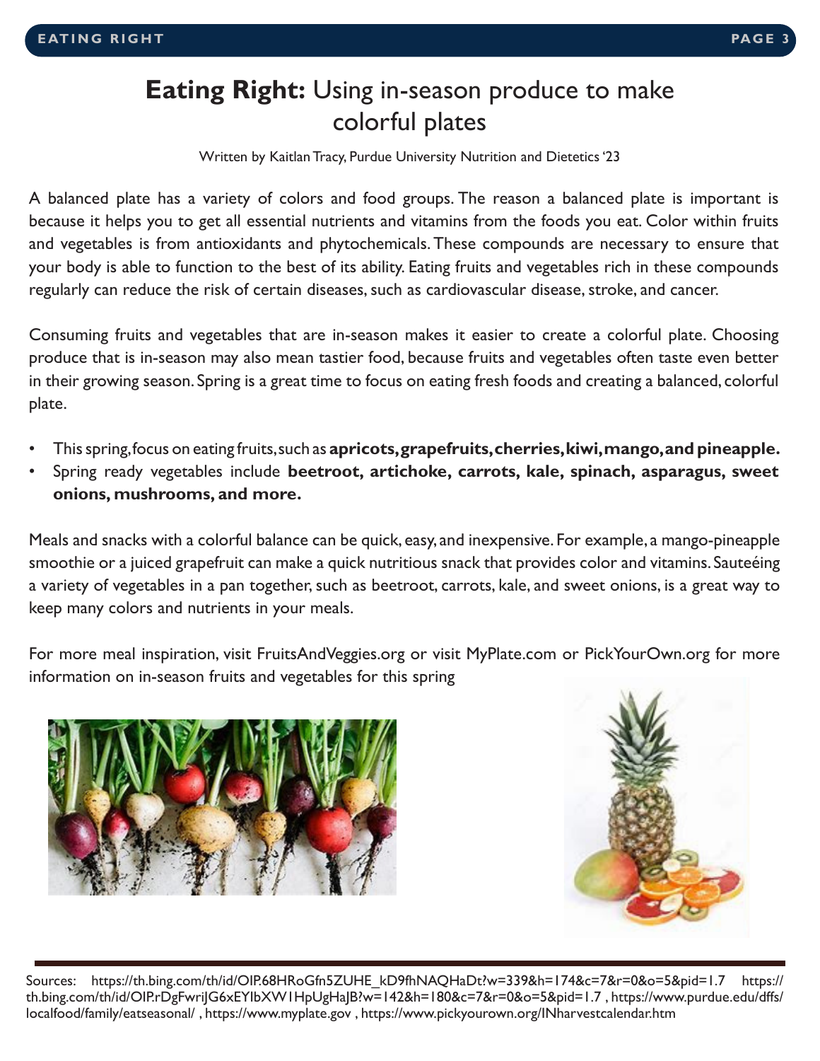# **Eating Right:** Using in-season produce to make colorful plates

Written by Kaitlan Tracy, Purdue University Nutrition and Dietetics '23

A balanced plate has a variety of colors and food groups. The reason a balanced plate is important is because it helps you to get all essential nutrients and vitamins from the foods you eat. Color within fruits and vegetables is from antioxidants and phytochemicals. These compounds are necessary to ensure that your body is able to function to the best of its ability. Eating fruits and vegetables rich in these compounds regularly can reduce the risk of certain diseases, such as cardiovascular disease, stroke, and cancer.

Consuming fruits and vegetables that are in-season makes it easier to create a colorful plate. Choosing produce that is in-season may also mean tastier food, because fruits and vegetables often taste even better in their growing season. Spring is a great time to focus on eating fresh foods and creating a balanced, colorful plate.

- This spring, focus on eating fruits, such as **apricots, grapefruits, cherries, kiwi, mango, and pineapple.**
- Spring ready vegetables include **beetroot, artichoke, carrots, kale, spinach, asparagus, sweet onions, mushrooms, and more.**

Meals and snacks with a colorful balance can be quick, easy, and inexpensive. For example, a mango-pineapple smoothie or a juiced grapefruit can make a quick nutritious snack that provides color and vitamins. Sauteéing a variety of vegetables in a pan together, such as beetroot, carrots, kale, and sweet onions, is a great way to keep many colors and nutrients in your meals.

For more meal inspiration, visit FruitsAndVeggies.org or visit MyPlate.com or PickYourOwn.org for more information on in-season fruits and vegetables for this spring

Sources: https://th.bing.com/th/id/OIP.68HRoGfn5ZUHE_kD9fhNAQHaDt?w=339&h=174&c=7&r=0&o=5&pid=1.7 https://th.bing.com/th/id/OIP.rDgFwriJG6xEYIbXW1HpUgHaJB?w=142&h=180&c=7&r=0&o=5&pid=1.7 , https://www.purdue.edu/dffs/localfood/family/eatseasonal/ , https://www.myplate.gov , https://www.pickyourown.org/INharvestcalendar.htm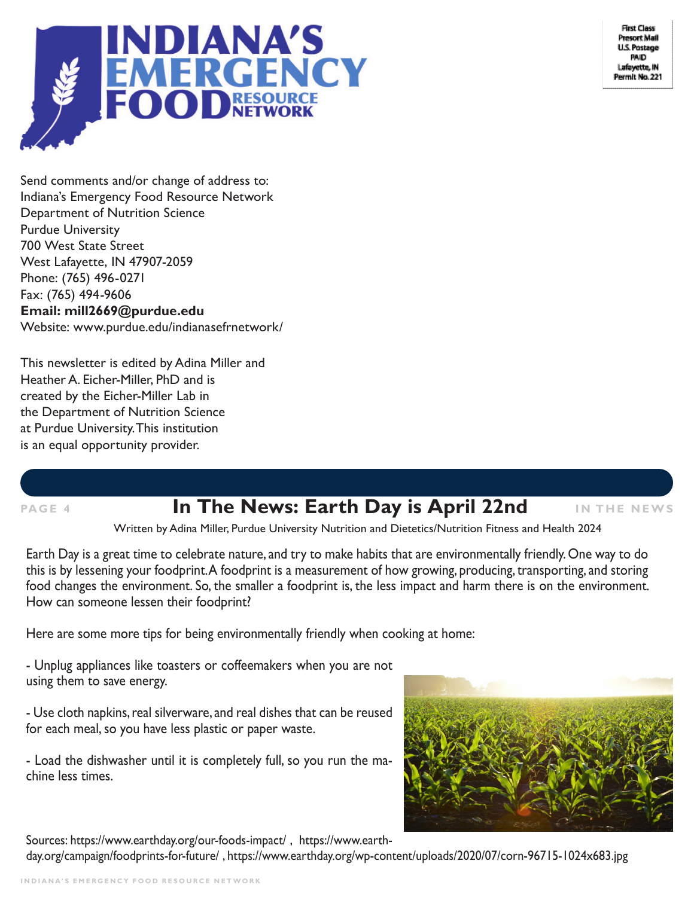# INDIANA'S EMERGENCY FOOD RESOURCE NETWORK

First Class
Presort Mail
U.S. Postage
PAID
Lafayette, IN
Permit No. 221

Send comments and/or change of address to:
Indiana's Emergency Food Resource Network
Department of Nutrition Science
Purdue University
700 West State Street
West Lafayette, IN 47907-2059
Phone: (765) 496-0271
Fax: (765) 494-9606
**Email: mill2669@purdue.edu**
Website: www.purdue.edu/indianasefrnetwork/

This newsletter is edited by Adina Miller and Heather A. Eicher-Miller, PhD and is created by the Eicher-Miller Lab in the Department of Nutrition Science at Purdue University. This institution is an equal opportunity provider.

## In The News: Earth Day is April 22nd

Written by Adina Miller, Purdue University Nutrition and Dietetics/Nutrition Fitness and Health 2024

Earth Day is a great time to celebrate nature, and try to make habits that are environmentally friendly. One way to do this is by lessening your foodprint. A foodprint is a measurement of how growing, producing, transporting, and storing food changes the environment. So, the smaller a foodprint is, the less impact and harm there is on the environment. How can someone lessen their foodprint?

Here are some more tips for being environmentally friendly when cooking at home:

- Unplug appliances like toasters or coffeemakers when you are not using them to save energy.

- Use cloth napkins, real silverware, and real dishes that can be reused for each meal, so you have less plastic or paper waste.

- Load the dishwasher until it is completely full, so you run the machine less times.

Sources: https://www.earthday.org/our-foods-impact/ , https://www.earthday.org/campaign/foodprints-for-future/ , https://www.earthday.org/wp-content/uploads/2020/07/corn-96715-1024x683.jpg